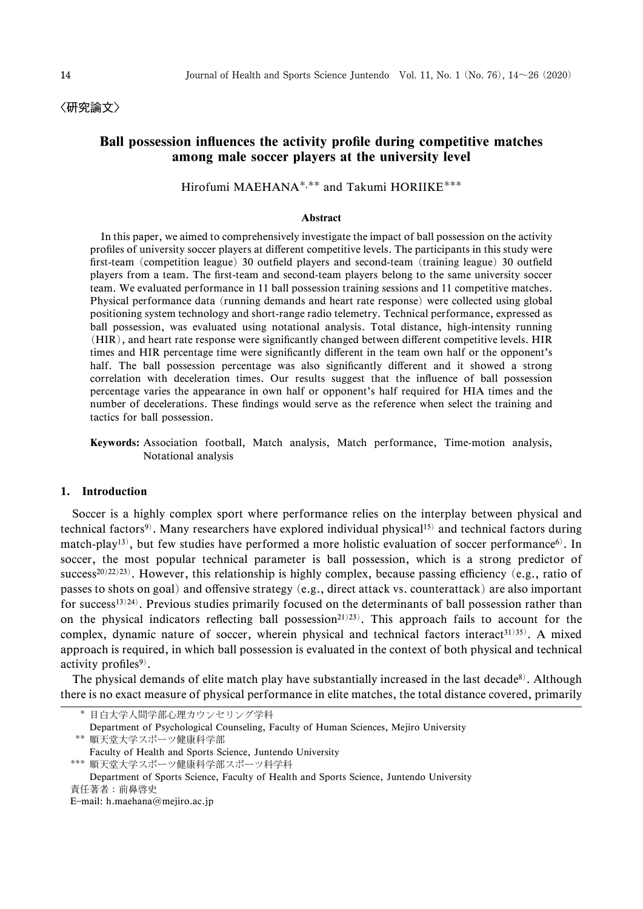〈研究論文〉

# Ball possession influences the activity profile during competitive matches among male soccer players at the university level

Hirofumi MAEHANA[*,**] and Takumi HORIIKE[***]

## Abstract

In this paper, we aimed to comprehensively investigate the impact of ball possession on the activity profiles of university soccer players at different competitive levels. The participants in this study were first-team (competition league) 30 outfield players and second-team (training league) 30 outfield players from a team. The first-team and second-team players belong to the same university soccer team. We evaluated performance in 11 ball possession training sessions and 11 competitive matches. Physical performance data (running demands and heart rate response) were collected using global positioning system technology and short-range radio telemetry. Technical performance, expressed as ball possession, was evaluated using notational analysis. Total distance, high-intensity running (HIR), and heart rate response were significantly changed between different competitive levels. HIR times and HIR percentage time were significantly different in the team own half or the opponent's half. The ball possession percentage was also significantly different and it showed a strong correlation with deceleration times. Our results suggest that the influence of ball possession percentage varies the appearance in own half or opponent's half required for HIA times and the number of decelerations. These findings would serve as the reference when select the training and tactics for ball possession.

**Keywords:** Association football, Match analysis, Match performance, Time-motion analysis, Notational analysis

## 1. Introduction

Soccer is a highly complex sport where performance relies on the interplay between physical and technical factors[9]. Many researchers have explored individual physical[15] and technical factors during match-play[13], but few studies have performed a more holistic evaluation of soccer performance[6]. In soccer, the most popular technical parameter is ball possession, which is a strong predictor of success[20,22,23]. However, this relationship is highly complex, because passing efficiency (e.g., ratio of passes to shots on goal) and offensive strategy (e.g., direct attack vs. counterattack) are also important for success[13,24]. Previous studies primarily focused on the determinants of ball possession rather than on the physical indicators reflecting ball possession[21,23]. This approach fails to account for the complex, dynamic nature of soccer, wherein physical and technical factors interact[31,35]. A mixed approach is required, in which ball possession is evaluated in the context of both physical and technical activity profiles[9].

The physical demands of elite match play have substantially increased in the last decade[8]. Although there is no exact measure of physical performance in elite matches, the total distance covered, primarily

---

\* 目白大学人間学部心理カウンセリング学科
Department of Psychological Counseling, Faculty of Human Sciences, Mejiro University

\** 順天堂大学スポーツ健康科学部
Faculty of Health and Sports Science, Juntendo University

\*** 順天堂大学スポーツ健康科学部スポーツ科学科
Department of Sports Science, Faculty of Health and Sports Science, Juntendo University

責任著者：前鼻啓史
E-mail: h.maehana@mejiro.ac.jp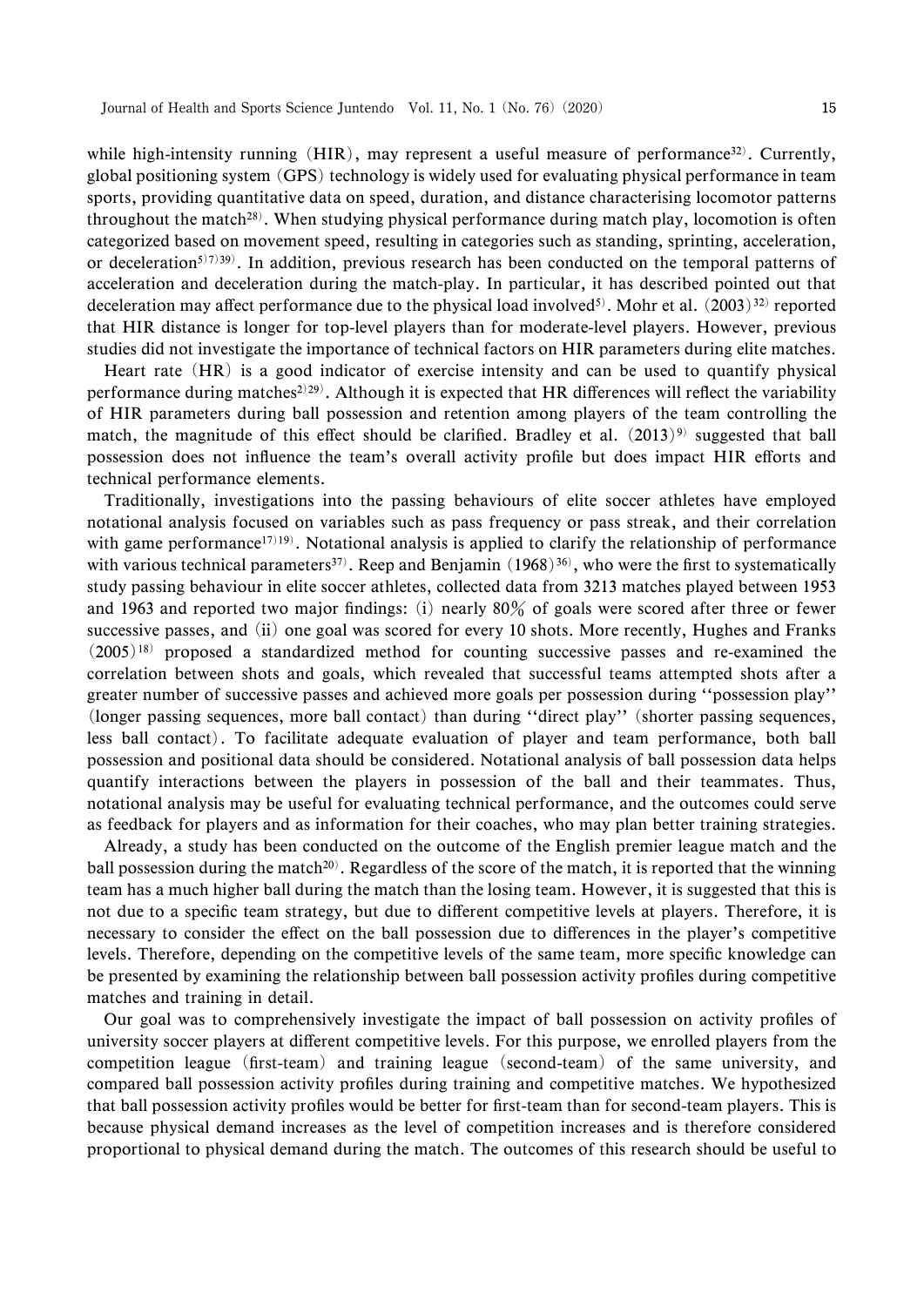while high-intensity running (HIR), may represent a useful measure of performance[32]. Currently, global positioning system (GPS) technology is widely used for evaluating physical performance in team sports, providing quantitative data on speed, duration, and distance characterising locomotor patterns throughout the match[28]. When studying physical performance during match play, locomotion is often categorized based on movement speed, resulting in categories such as standing, sprinting, acceleration, or deceleration[5)7)39]. In addition, previous research has been conducted on the temporal patterns of acceleration and deceleration during the match-play. In particular, it has described pointed out that deceleration may affect performance due to the physical load involved[5]. Mohr et al. (2003)[32] reported that HIR distance is longer for top-level players than for moderate-level players. However, previous studies did not investigate the importance of technical factors on HIR parameters during elite matches.

Heart rate (HR) is a good indicator of exercise intensity and can be used to quantify physical performance during matches[2)29]. Although it is expected that HR differences will reflect the variability of HIR parameters during ball possession and retention among players of the team controlling the match, the magnitude of this effect should be clarified. Bradley et al. (2013)[9] suggested that ball possession does not influence the team's overall activity profile but does impact HIR efforts and technical performance elements.

Traditionally, investigations into the passing behaviours of elite soccer athletes have employed notational analysis focused on variables such as pass frequency or pass streak, and their correlation with game performance[17)19]. Notational analysis is applied to clarify the relationship of performance with various technical parameters[37]. Reep and Benjamin (1968)[36], who were the first to systematically study passing behaviour in elite soccer athletes, collected data from 3213 matches played between 1953 and 1963 and reported two major findings: (i) nearly 80% of goals were scored after three or fewer successive passes, and (ii) one goal was scored for every 10 shots. More recently, Hughes and Franks (2005)[18] proposed a standardized method for counting successive passes and re-examined the correlation between shots and goals, which revealed that successful teams attempted shots after a greater number of successive passes and achieved more goals per possession during ''possession play'' (longer passing sequences, more ball contact) than during ''direct play'' (shorter passing sequences, less ball contact). To facilitate adequate evaluation of player and team performance, both ball possession and positional data should be considered. Notational analysis of ball possession data helps quantify interactions between the players in possession of the ball and their teammates. Thus, notational analysis may be useful for evaluating technical performance, and the outcomes could serve as feedback for players and as information for their coaches, who may plan better training strategies.

Already, a study has been conducted on the outcome of the English premier league match and the ball possession during the match[20]. Regardless of the score of the match, it is reported that the winning team has a much higher ball during the match than the losing team. However, it is suggested that this is not due to a specific team strategy, but due to different competitive levels at players. Therefore, it is necessary to consider the effect on the ball possession due to differences in the player's competitive levels. Therefore, depending on the competitive levels of the same team, more specific knowledge can be presented by examining the relationship between ball possession activity profiles during competitive matches and training in detail.

Our goal was to comprehensively investigate the impact of ball possession on activity profiles of university soccer players at different competitive levels. For this purpose, we enrolled players from the competition league (first-team) and training league (second-team) of the same university, and compared ball possession activity profiles during training and competitive matches. We hypothesized that ball possession activity profiles would be better for first-team than for second-team players. This is because physical demand increases as the level of competition increases and is therefore considered proportional to physical demand during the match. The outcomes of this research should be useful to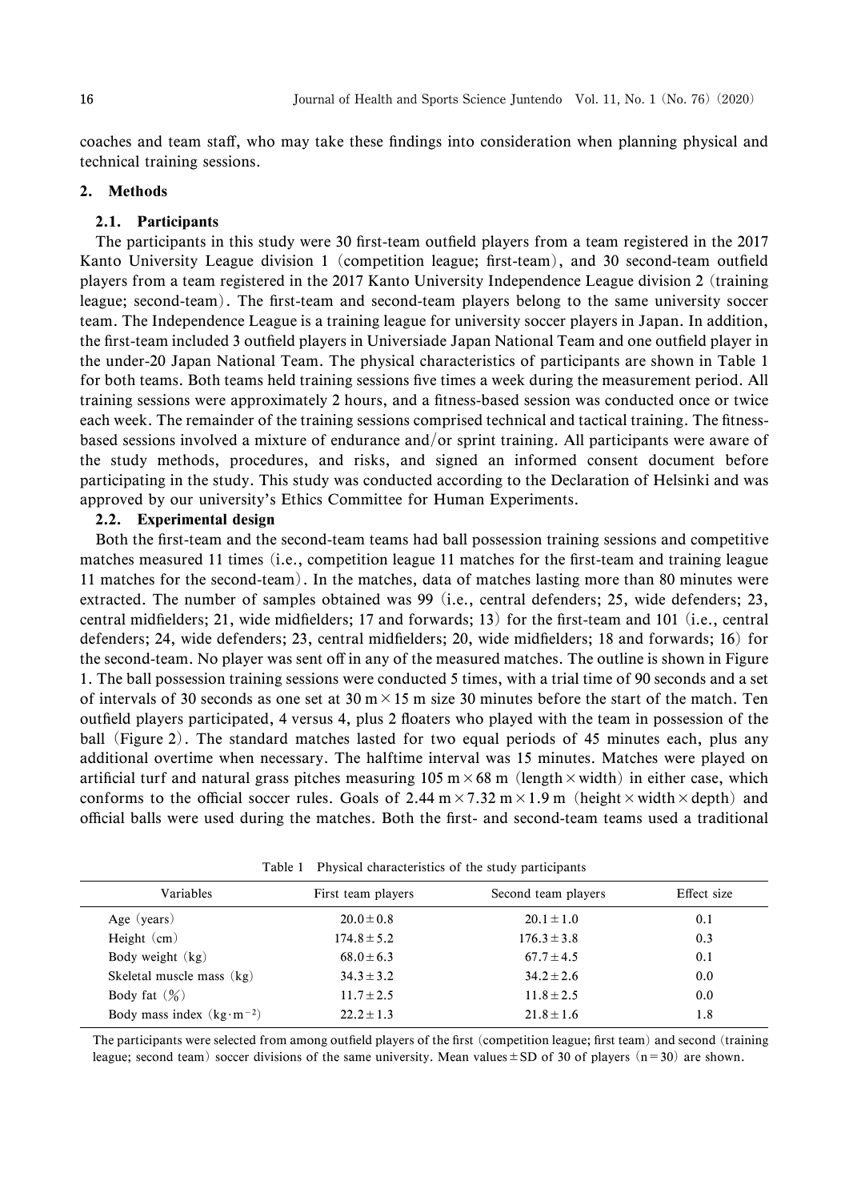coaches and team staff, who may take these findings into consideration when planning physical and technical training sessions.

## 2. Methods

### 2.1. Participants

The participants in this study were 30 first-team outfield players from a team registered in the 2017 Kanto University League division 1 (competition league; first-team), and 30 second-team outfield players from a team registered in the 2017 Kanto University Independence League division 2 (training league; second-team). The first-team and second-team players belong to the same university soccer team. The Independence League is a training league for university soccer players in Japan. In addition, the first-team included 3 outfield players in Universiade Japan National Team and one outfield player in the under-20 Japan National Team. The physical characteristics of participants are shown in Table 1 for both teams. Both teams held training sessions five times a week during the measurement period. All training sessions were approximately 2 hours, and a fitness-based session was conducted once or twice each week. The remainder of the training sessions comprised technical and tactical training. The fitness-based sessions involved a mixture of endurance and/or sprint training. All participants were aware of the study methods, procedures, and risks, and signed an informed consent document before participating in the study. This study was conducted according to the Declaration of Helsinki and was approved by our university's Ethics Committee for Human Experiments.

### 2.2. Experimental design

Both the first-team and the second-team teams had ball possession training sessions and competitive matches measured 11 times (i.e., competition league 11 matches for the first-team and training league 11 matches for the second-team). In the matches, data of matches lasting more than 80 minutes were extracted. The number of samples obtained was 99 (i.e., central defenders; 25, wide defenders; 23, central midfielders; 21, wide midfielders; 17 and forwards; 13) for the first-team and 101 (i.e., central defenders; 24, wide defenders; 23, central midfielders; 20, wide midfielders; 18 and forwards; 16) for the second-team. No player was sent off in any of the measured matches. The outline is shown in Figure 1. The ball possession training sessions were conducted 5 times, with a trial time of 90 seconds and a set of intervals of 30 seconds as one set at 30 m × 15 m size 30 minutes before the start of the match. Ten outfield players participated, 4 versus 4, plus 2 floaters who played with the team in possession of the ball (Figure 2). The standard matches lasted for two equal periods of 45 minutes each, plus any additional overtime when necessary. The halftime interval was 15 minutes. Matches were played on artificial turf and natural grass pitches measuring 105 m × 68 m (length × width) in either case, which conforms to the official soccer rules. Goals of 2.44 m × 7.32 m × 1.9 m (height × width × depth) and official balls were used during the matches. Both the first- and second-team teams used a traditional

Table 1 Physical characteristics of the study participants

| Variables | First team players | Second team players | Effect size |
|---|---|---|---|
| Age (years) | 20.0 ± 0.8 | 20.1 ± 1.0 | 0.1 |
| Height (cm) | 174.8 ± 5.2 | 176.3 ± 3.8 | 0.3 |
| Body weight (kg) | 68.0 ± 6.3 | 67.7 ± 4.5 | 0.1 |
| Skeletal muscle mass (kg) | 34.3 ± 3.2 | 34.2 ± 2.6 | 0.0 |
| Body fat (%) | 11.7 ± 2.5 | 11.8 ± 2.5 | 0.0 |
| Body mass index ($kg \cdot m^{-2}$) | 22.2 ± 1.3 | 21.8 ± 1.6 | 1.8 |

The participants were selected from among outfield players of the first (competition league; first team) and second (training league; second team) soccer divisions of the same university. Mean values ± SD of 30 of players (n = 30) are shown.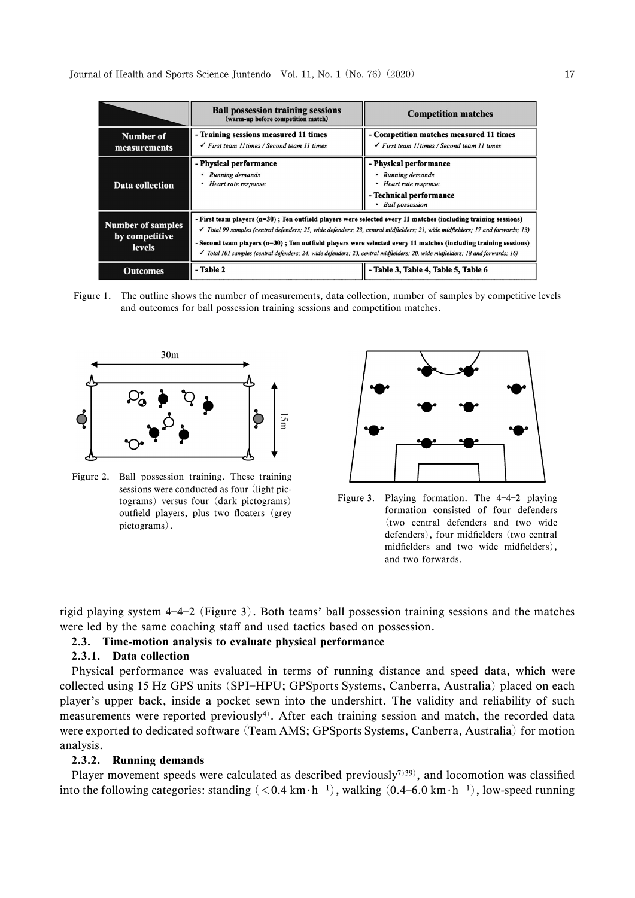| | Ball possession training sessions (warm-up before competition match) | Competition matches |
|---|---|---|
| **Number of measurements** | - Training sessions measured 11 times<br>✓ *First team 11times / Second team 11 times* | - Competition matches measured 11 times<br>✓ *First team 11times / Second team 11 times* |
| **Data collection** | - Physical performance<br>• *Running demands*<br>• *Heart rate response* | - Physical performance<br>• *Running demands*<br>• *Heart rate response*<br>- Technical performance<br>• *Ball possession* |
| **Number of samples by competitive levels** | - First team players (n=30) ; Ten outfield players were selected every 11 matches (including training sessions)<br>✓ *Total 99 samples (central defenders; 25, wide defenders; 23, central midfielders; 21, wide midfielders; 17 and forwards; 13)*<br>- Second team players (n=30) ; Ten outfield players were selected every 11 matches (including training sessions)<br>✓ *Total 101 samples (central defenders; 24, wide defenders; 23, central midfielders; 20, wide midfielders; 18 and forwards; 16)* | |
| **Outcomes** | - Table 2 | - Table 3, Table 4, Table 5, Table 6 |

Figure 1. The outline shows the number of measurements, data collection, number of samples by competitive levels and outcomes for ball possession training sessions and competition matches.

Figure 2. Ball possession training. These training sessions were conducted as four (light pictograms) versus four (dark pictograms) outfield players, plus two floaters (grey pictograms).

Figure 3. Playing formation. The 4–4–2 playing formation consisted of four defenders (two central defenders and two wide defenders), four midfielders (two central midfielders and two wide midfielders), and two forwards.

rigid playing system 4–4–2 (Figure 3). Both teams' ball possession training sessions and the matches were led by the same coaching staff and used tactics based on possession.

### 2.3. Time-motion analysis to evaluate physical performance

#### 2.3.1. Data collection

Physical performance was evaluated in terms of running distance and speed data, which were collected using 15 Hz GPS units (SPI–HPU; GPSports Systems, Canberra, Australia) placed on each player's upper back, inside a pocket sewn into the undershirt. The validity and reliability of such measurements were reported previously[4]. After each training session and match, the recorded data were exported to dedicated software (Team AMS; GPSports Systems, Canberra, Australia) for motion analysis.

#### 2.3.2. Running demands

Player movement speeds were calculated as described previously[7,39], and locomotion was classified into the following categories: standing ($<0.4$ km·h$^{-1}$), walking (0.4–6.0 km·h$^{-1}$), low-speed running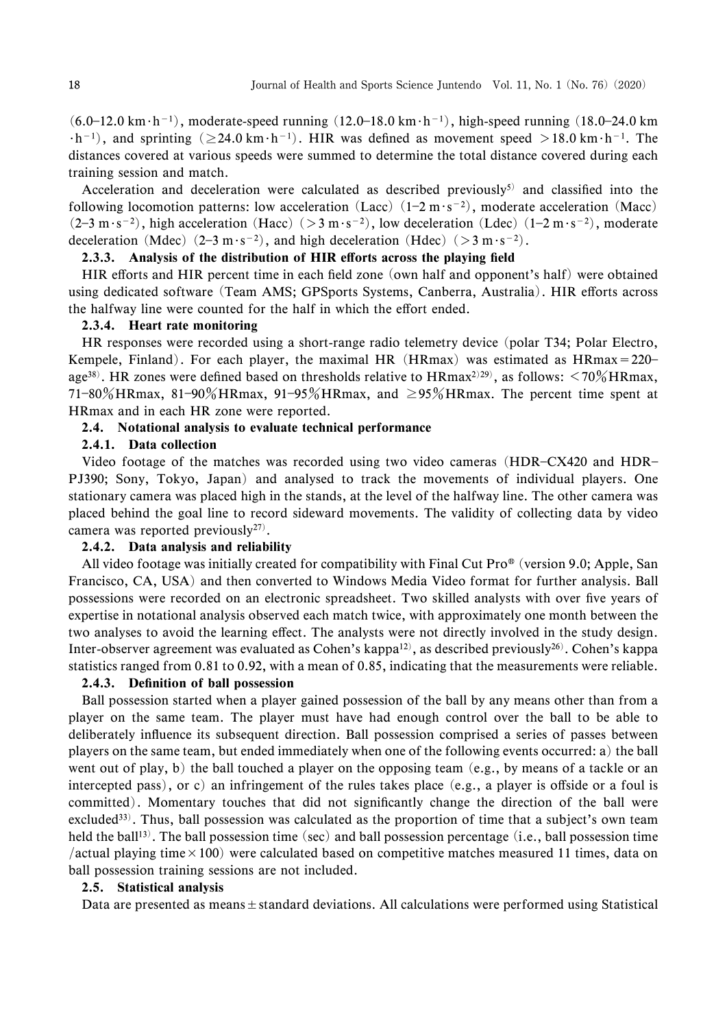(6.0–12.0 $km \cdot h^{-1}$), moderate-speed running (12.0–18.0 $km \cdot h^{-1}$), high-speed running (18.0–24.0 $km \cdot h^{-1}$), and sprinting (≥24.0 $km \cdot h^{-1}$). HIR was defined as movement speed >18.0 $km \cdot h^{-1}$. The distances covered at various speeds were summed to determine the total distance covered during each training session and match.

Acceleration and deceleration were calculated as described previously[5] and classified into the following locomotion patterns: low acceleration (Lacc) (1–2 $m \cdot s^{-2}$), moderate acceleration (Macc) (2–3 $m \cdot s^{-2}$), high acceleration (Hacc) (>3 $m \cdot s^{-2}$), low deceleration (Ldec) (1–2 $m \cdot s^{-2}$), moderate deceleration (Mdec) (2–3 $m \cdot s^{-2}$), and high deceleration (Hdec) (>3 $m \cdot s^{-2}$).

#### 2.3.3. Analysis of the distribution of HIR efforts across the playing field

HIR efforts and HIR percent time in each field zone (own half and opponent's half) were obtained using dedicated software (Team AMS; GPSports Systems, Canberra, Australia). HIR efforts across the halfway line were counted for the half in which the effort ended.

#### 2.3.4. Heart rate monitoring

HR responses were recorded using a short-range radio telemetry device (polar T34; Polar Electro, Kempele, Finland). For each player, the maximal HR (HRmax) was estimated as HRmax = 220–age[38]. HR zones were defined based on thresholds relative to HRmax[2)29)], as follows: <70%HRmax, 71–80%HRmax, 81–90%HRmax, 91–95%HRmax, and ≥95%HRmax. The percent time spent at HRmax and in each HR zone were reported.

### 2.4. Notational analysis to evaluate technical performance

#### 2.4.1. Data collection

Video footage of the matches was recorded using two video cameras (HDR–CX420 and HDR–PJ390; Sony, Tokyo, Japan) and analysed to track the movements of individual players. One stationary camera was placed high in the stands, at the level of the halfway line. The other camera was placed behind the goal line to record sideward movements. The validity of collecting data by video camera was reported previously[27].

#### 2.4.2. Data analysis and reliability

All video footage was initially created for compatibility with Final Cut Pro® (version 9.0; Apple, San Francisco, CA, USA) and then converted to Windows Media Video format for further analysis. Ball possessions were recorded on an electronic spreadsheet. Two skilled analysts with over five years of expertise in notational analysis observed each match twice, with approximately one month between the two analyses to avoid the learning effect. The analysts were not directly involved in the study design. Inter-observer agreement was evaluated as Cohen's kappa[12], as described previously[26]. Cohen's kappa statistics ranged from 0.81 to 0.92, with a mean of 0.85, indicating that the measurements were reliable.

#### 2.4.3. Definition of ball possession

Ball possession started when a player gained possession of the ball by any means other than from a player on the same team. The player must have had enough control over the ball to be able to deliberately influence its subsequent direction. Ball possession comprised a series of passes between players on the same team, but ended immediately when one of the following events occurred: a) the ball went out of play, b) the ball touched a player on the opposing team (e.g., by means of a tackle or an intercepted pass), or c) an infringement of the rules takes place (e.g., a player is offside or a foul is committed). Momentary touches that did not significantly change the direction of the ball were excluded[33]. Thus, ball possession was calculated as the proportion of time that a subject's own team held the ball[13]. The ball possession time (sec) and ball possession percentage (i.e., ball possession time /actual playing time × 100) were calculated based on competitive matches measured 11 times, data on ball possession training sessions are not included.

### 2.5. Statistical analysis

Data are presented as means ± standard deviations. All calculations were performed using Statistical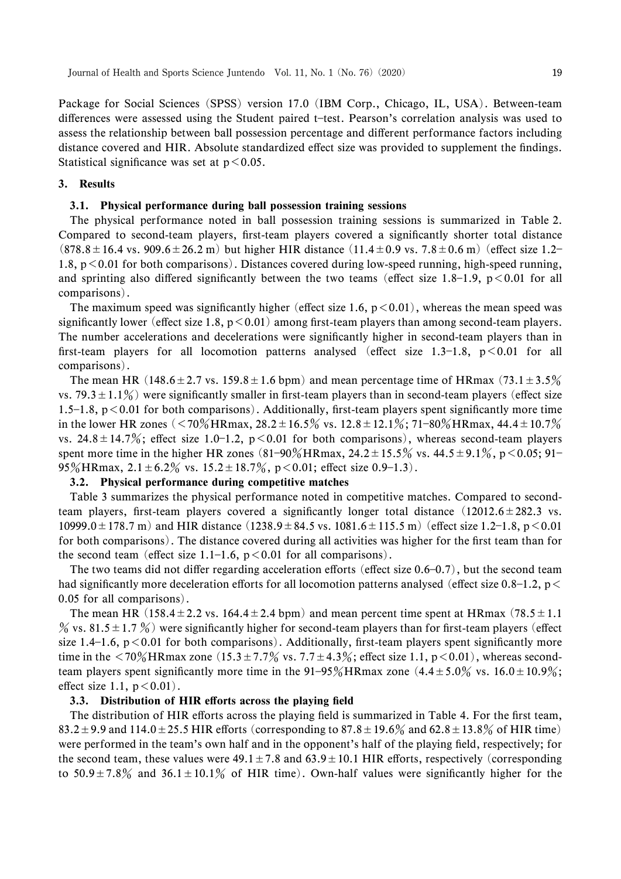Package for Social Sciences (SPSS) version 17.0 (IBM Corp., Chicago, IL, USA). Between-team differences were assessed using the Student paired t-test. Pearson's correlation analysis was used to assess the relationship between ball possession percentage and different performance factors including distance covered and HIR. Absolute standardized effect size was provided to supplement the findings. Statistical significance was set at $p < 0.05$.

## 3. Results

### 3.1. Physical performance during ball possession training sessions

The physical performance noted in ball possession training sessions is summarized in Table 2. Compared to second-team players, first-team players covered a significantly shorter total distance ($878.8 \pm 16.4$ vs. $909.6 \pm 26.2$ m) but higher HIR distance ($11.4 \pm 0.9$ vs. $7.8 \pm 0.6$ m) (effect size 1.2–1.8, $p < 0.01$ for both comparisons). Distances covered during low-speed running, high-speed running, and sprinting also differed significantly between the two teams (effect size 1.8–1.9, $p < 0.01$ for all comparisons).

The maximum speed was significantly higher (effect size 1.6, $p < 0.01$), whereas the mean speed was significantly lower (effect size 1.8, $p < 0.01$) among first-team players than among second-team players. The number accelerations and decelerations were significantly higher in second-team players than in first-team players for all locomotion patterns analysed (effect size 1.3–1.8, $p < 0.01$ for all comparisons).

The mean HR ($148.6 \pm 2.7$ vs. $159.8 \pm 1.6$ bpm) and mean percentage time of HRmax ($73.1 \pm 3.5\%$ vs. $79.3 \pm 1.1\%$) were significantly smaller in first-team players than in second-team players (effect size 1.5–1.8, $p < 0.01$ for both comparisons). Additionally, first-team players spent significantly more time in the lower HR zones (<70%HRmax, $28.2 \pm 16.5\%$ vs. $12.8 \pm 12.1\%$; 71–80%HRmax, $44.4 \pm 10.7\%$ vs. $24.8 \pm 14.7\%$; effect size 1.0–1.2, $p < 0.01$ for both comparisons), whereas second-team players spent more time in the higher HR zones (81–90%HRmax, $24.2 \pm 15.5\%$ vs. $44.5 \pm 9.1\%$, $p < 0.05$; 91–95%HRmax, $2.1 \pm 6.2\%$ vs. $15.2 \pm 18.7\%$, $p < 0.01$; effect size 0.9–1.3).

### 3.2. Physical performance during competitive matches

Table 3 summarizes the physical performance noted in competitive matches. Compared to second-team players, first-team players covered a significantly longer total distance ($12012.6 \pm 282.3$ vs. $10999.0 \pm 178.7$ m) and HIR distance ($1238.9 \pm 84.5$ vs. $1081.6 \pm 115.5$ m) (effect size 1.2–1.8, $p < 0.01$ for both comparisons). The distance covered during all activities was higher for the first team than for the second team (effect size 1.1–1.6, $p < 0.01$ for all comparisons).

The two teams did not differ regarding acceleration efforts (effect size 0.6–0.7), but the second team had significantly more deceleration efforts for all locomotion patterns analysed (effect size 0.8–1.2, $p < 0.05$ for all comparisons).

The mean HR ($158.4 \pm 2.2$ vs. $164.4 \pm 2.4$ bpm) and mean percent time spent at HRmax ($78.5 \pm 1.1\%$ vs. $81.5 \pm 1.7\%$) were significantly higher for second-team players than for first-team players (effect size 1.4–1.6, $p < 0.01$ for both comparisons). Additionally, first-team players spent significantly more time in the <70%HRmax zone ($15.3 \pm 7.7\%$ vs. $7.7 \pm 4.3\%$; effect size 1.1, $p < 0.01$), whereas second-team players spent significantly more time in the 91–95%HRmax zone ($4.4 \pm 5.0\%$ vs. $16.0 \pm 10.9\%$; effect size 1.1, $p < 0.01$).

### 3.3. Distribution of HIR efforts across the playing field

The distribution of HIR efforts across the playing field is summarized in Table 4. For the first team, $83.2 \pm 9.9$ and $114.0 \pm 25.5$ HIR efforts (corresponding to $87.8 \pm 19.6\%$ and $62.8 \pm 13.8\%$ of HIR time) were performed in the team's own half and in the opponent's half of the playing field, respectively; for the second team, these values were $49.1 \pm 7.8$ and $63.9 \pm 10.1$ HIR efforts, respectively (corresponding to $50.9 \pm 7.8\%$ and $36.1 \pm 10.1\%$ of HIR time). Own-half values were significantly higher for the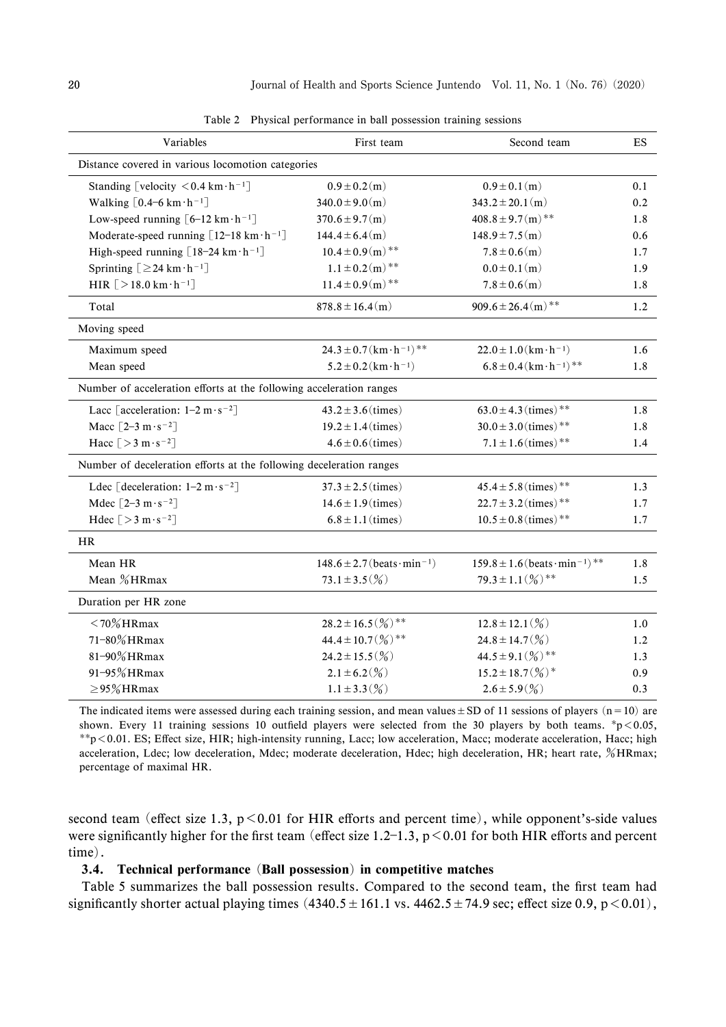Table 2 Physical performance in ball possession training sessions

| Variables | First team | Second team | ES |
|---|---|---|---|
| Distance covered in various locomotion categories | | | |
| Standing [velocity $<0.4\ \mathrm{km \cdot h^{-1}}$] | $0.9 \pm 0.2$ (m) | $0.9 \pm 0.1$ (m) | 0.1 |
| Walking [0.4–6 $\mathrm{km \cdot h^{-1}}$] | $340.0 \pm 9.0$ (m) | $343.2 \pm 20.1$ (m) | 0.2 |
| Low-speed running [6–12 $\mathrm{km \cdot h^{-1}}$] | $370.6 \pm 9.7$ (m) | $408.8 \pm 9.7$ (m)** | 1.8 |
| Moderate-speed running [12–18 $\mathrm{km \cdot h^{-1}}$] | $144.4 \pm 6.4$ (m) | $148.9 \pm 7.5$ (m) | 0.6 |
| High-speed running [18–24 $\mathrm{km \cdot h^{-1}}$] | $10.4 \pm 0.9$ (m)** | $7.8 \pm 0.6$ (m) | 1.7 |
| Sprinting [$\geq 24\ \mathrm{km \cdot h^{-1}}$] | $1.1 \pm 0.2$ (m)** | $0.0 \pm 0.1$ (m) | 1.9 |
| HIR [$>18.0\ \mathrm{km \cdot h^{-1}}$] | $11.4 \pm 0.9$ (m)** | $7.8 \pm 0.6$ (m) | 1.8 |
| Total | $878.8 \pm 16.4$ (m) | $909.6 \pm 26.4$ (m)** | 1.2 |
| Moving speed | | | |
| Maximum speed | $24.3 \pm 0.7$ ($\mathrm{km \cdot h^{-1}}$)** | $22.0 \pm 1.0$ ($\mathrm{km \cdot h^{-1}}$) | 1.6 |
| Mean speed | $5.2 \pm 0.2$ ($\mathrm{km \cdot h^{-1}}$) | $6.8 \pm 0.4$ ($\mathrm{km \cdot h^{-1}}$)** | 1.8 |
| Number of acceleration efforts at the following acceleration ranges | | | |
| Lacc [acceleration: 1–2 $\mathrm{m \cdot s^{-2}}$] | $43.2 \pm 3.6$ (times) | $63.0 \pm 4.3$ (times)** | 1.8 |
| Macc [2–3 $\mathrm{m \cdot s^{-2}}$] | $19.2 \pm 1.4$ (times) | $30.0 \pm 3.0$ (times)** | 1.8 |
| Hacc [$>3\ \mathrm{m \cdot s^{-2}}$] | $4.6 \pm 0.6$ (times) | $7.1 \pm 1.6$ (times)** | 1.4 |
| Number of deceleration efforts at the following deceleration ranges | | | |
| Ldec [deceleration: 1–2 $\mathrm{m \cdot s^{-2}}$] | $37.3 \pm 2.5$ (times) | $45.4 \pm 5.8$ (times)** | 1.3 |
| Mdec [2–3 $\mathrm{m \cdot s^{-2}}$] | $14.6 \pm 1.9$ (times) | $22.7 \pm 3.2$ (times)** | 1.7 |
| Hdec [$>3\ \mathrm{m \cdot s^{-2}}$] | $6.8 \pm 1.1$ (times) | $10.5 \pm 0.8$ (times)** | 1.7 |
| HR | | | |
| Mean HR | $148.6 \pm 2.7$ ($\mathrm{beats \cdot min^{-1}}$) | $159.8 \pm 1.6$ ($\mathrm{beats \cdot min^{-1}}$)** | 1.8 |
| Mean %HRmax | $73.1 \pm 3.5$ (%) | $79.3 \pm 1.1$ (%)** | 1.5 |
| Duration per HR zone | | | |
| <70%HRmax | $28.2 \pm 16.5$ (%)** | $12.8 \pm 12.1$ (%) | 1.0 |
| 71–80%HRmax | $44.4 \pm 10.7$ (%)** | $24.8 \pm 14.7$ (%) | 1.2 |
| 81–90%HRmax | $24.2 \pm 15.5$ (%) | $44.5 \pm 9.1$ (%)** | 1.3 |
| 91–95%HRmax | $2.1 \pm 6.2$ (%) | $15.2 \pm 18.7$ (%)* | 0.9 |
| ≥95%HRmax | $1.1 \pm 3.3$ (%) | $2.6 \pm 5.9$ (%) | 0.3 |

The indicated items were assessed during each training session, and mean values ± SD of 11 sessions of players (n = 10) are shown. Every 11 training sessions 10 outfield players were selected from the 30 players by both teams. *$p<0.05$, **$p<0.01$. ES; Effect size, HIR; high-intensity running, Lacc; low acceleration, Macc; moderate acceleration, Hacc; high acceleration, Ldec; low deceleration, Mdec; moderate deceleration, Hdec; high deceleration, HR; heart rate, %HRmax; percentage of maximal HR.

second team (effect size 1.3, $p<0.01$ for HIR efforts and percent time), while opponent's-side values were significantly higher for the first team (effect size 1.2–1.3, $p<0.01$ for both HIR efforts and percent time).

### 3.4. Technical performance (Ball possession) in competitive matches

Table 5 summarizes the ball possession results. Compared to the second team, the first team had significantly shorter actual playing times ($4340.5 \pm 161.1$ vs. $4462.5 \pm 74.9$ sec; effect size 0.9, $p<0.01$),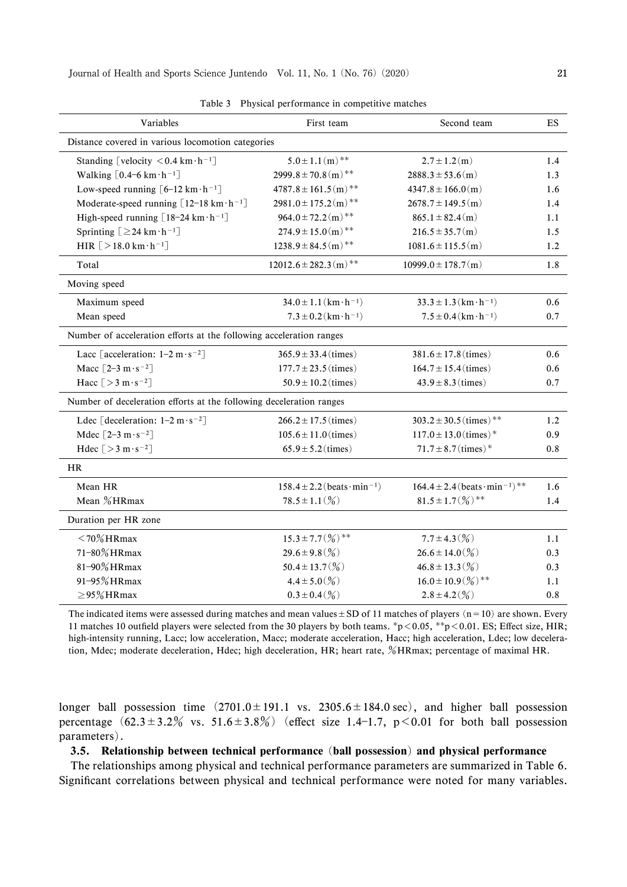Table 3 Physical performance in competitive matches

| Variables | First team | Second team | ES |
|---|---|---|---|
| Distance covered in various locomotion categories | | | |
| Standing [velocity $<0.4\ km \cdot h^{-1}$] | $5.0 \pm 1.1$ (m)** | $2.7 \pm 1.2$ (m) | 1.4 |
| Walking [$0.4$–$6\ km \cdot h^{-1}$] | $2999.8 \pm 70.8$ (m)** | $2888.3 \pm 53.6$ (m) | 1.3 |
| Low-speed running [$6$–$12\ km \cdot h^{-1}$] | $4787.8 \pm 161.5$ (m)** | $4347.8 \pm 166.0$ (m) | 1.6 |
| Moderate-speed running [$12$–$18\ km \cdot h^{-1}$] | $2981.0 \pm 175.2$ (m)** | $2678.7 \pm 149.5$ (m) | 1.4 |
| High-speed running [$18$–$24\ km \cdot h^{-1}$] | $964.0 \pm 72.2$ (m)** | $865.1 \pm 82.4$ (m) | 1.1 |
| Sprinting [$\geq 24\ km \cdot h^{-1}$] | $274.9 \pm 15.0$ (m)** | $216.5 \pm 35.7$ (m) | 1.5 |
| HIR [$>18.0\ km \cdot h^{-1}$] | $1238.9 \pm 84.5$ (m)** | $1081.6 \pm 115.5$ (m) | 1.2 |
| Total | $12012.6 \pm 282.3$ (m)** | $10999.0 \pm 178.7$ (m) | 1.8 |
| Moving speed | | | |
| Maximum speed | $34.0 \pm 1.1$ ($km \cdot h^{-1}$) | $33.3 \pm 1.3$ ($km \cdot h^{-1}$) | 0.6 |
| Mean speed | $7.3 \pm 0.2$ ($km \cdot h^{-1}$) | $7.5 \pm 0.4$ ($km \cdot h^{-1}$) | 0.7 |
| Number of acceleration efforts at the following acceleration ranges | | | |
| Lacc [acceleration: $1$–$2\ m \cdot s^{-2}$] | $365.9 \pm 33.4$ (times) | $381.6 \pm 17.8$ (times) | 0.6 |
| Macc [$2$–$3\ m \cdot s^{-2}$] | $177.7 \pm 23.5$ (times) | $164.7 \pm 15.4$ (times) | 0.6 |
| Hacc [$>3\ m \cdot s^{-2}$] | $50.9 \pm 10.2$ (times) | $43.9 \pm 8.3$ (times) | 0.7 |
| Number of deceleration efforts at the following deceleration ranges | | | |
| Ldec [deceleration: $1$–$2\ m \cdot s^{-2}$] | $266.2 \pm 17.5$ (times) | $303.2 \pm 30.5$ (times)** | 1.2 |
| Mdec [$2$–$3\ m \cdot s^{-2}$] | $105.6 \pm 11.0$ (times) | $117.0 \pm 13.0$ (times)* | 0.9 |
| Hdec [$>3\ m \cdot s^{-2}$] | $65.9 \pm 5.2$ (times) | $71.7 \pm 8.7$ (times)* | 0.8 |
| HR | | | |
| Mean HR | $158.4 \pm 2.2$ ($beats \cdot min^{-1}$) | $164.4 \pm 2.4$ ($beats \cdot min^{-1}$)** | 1.6 |
| Mean %HRmax | $78.5 \pm 1.1$ (%) | $81.5 \pm 1.7$ (%)** | 1.4 |
| Duration per HR zone | | | |
| <70%HRmax | $15.3 \pm 7.7$ (%)** | $7.7 \pm 4.3$ (%) | 1.1 |
| 71–80%HRmax | $29.6 \pm 9.8$ (%) | $26.6 \pm 14.0$ (%) | 0.3 |
| 81–90%HRmax | $50.4 \pm 13.7$ (%) | $46.8 \pm 13.3$ (%) | 0.3 |
| 91–95%HRmax | $4.4 \pm 5.0$ (%) | $16.0 \pm 10.9$ (%)** | 1.1 |
| ≥95%HRmax | $0.3 \pm 0.4$ (%) | $2.8 \pm 4.2$ (%) | 0.8 |

The indicated items were assessed during matches and mean values ± SD of 11 matches of players ($n = 10$) are shown. Every 11 matches 10 outfield players were selected from the 30 players by both teams. *$p < 0.05$, **$p < 0.01$. ES; Effect size, HIR; high-intensity running, Lacc; low acceleration, Macc; moderate acceleration, Hacc; high acceleration, Ldec; low deceleration, Mdec; moderate deceleration, Hdec; high deceleration, HR; heart rate, %HRmax; percentage of maximal HR.

longer ball possession time ($2701.0 \pm 191.1$ vs. $2305.6 \pm 184.0$ sec), and higher ball possession percentage ($62.3 \pm 3.2\%$ vs. $51.6 \pm 3.8\%$) (effect size 1.4–1.7, $p < 0.01$ for both ball possession parameters).

### 3.5. Relationship between technical performance (ball possession) and physical performance

The relationships among physical and technical performance parameters are summarized in Table 6. Significant correlations between physical and technical performance were noted for many variables.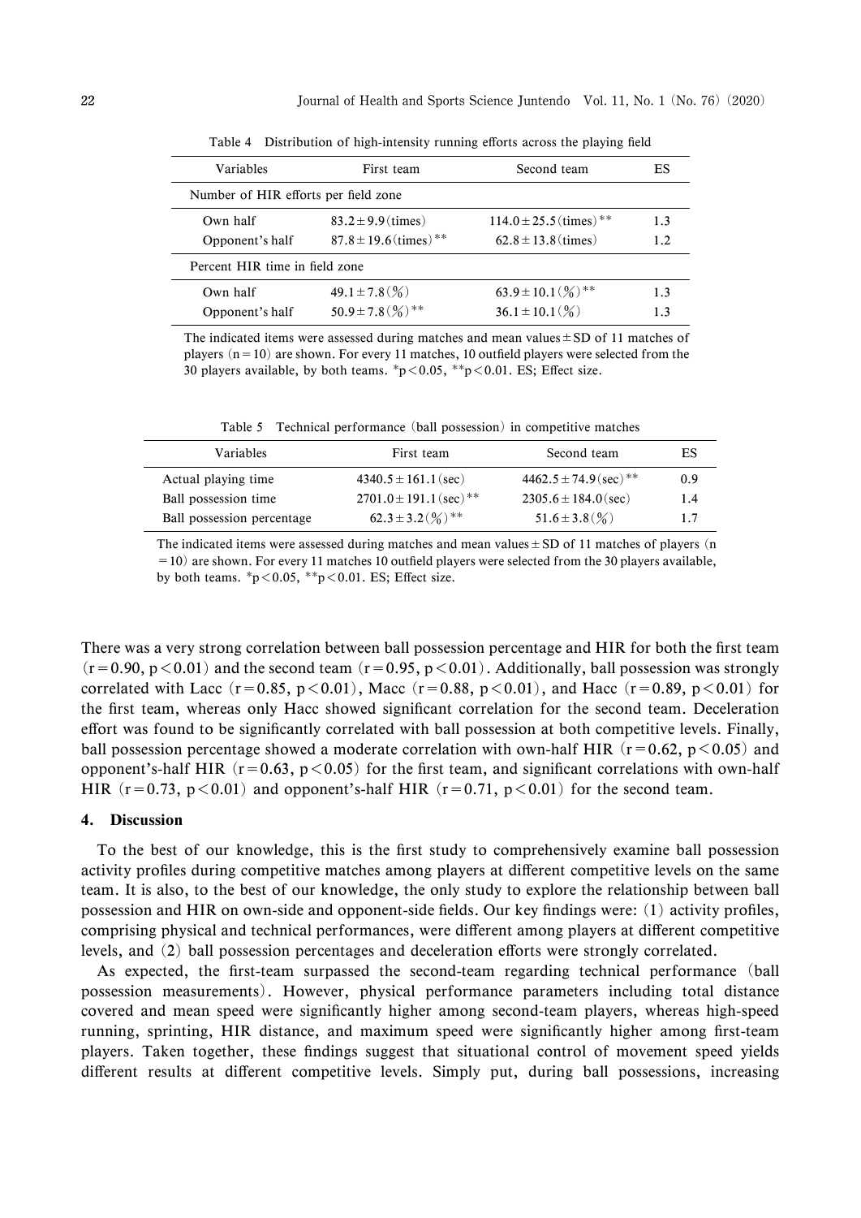Table 4 Distribution of high-intensity running efforts across the playing field

| Variables | First team | Second team | ES |
|---|---|---|---|
| Number of HIR efforts per field zone | | | |
| Own half | 83.2 ± 9.9 (times) | 114.0 ± 25.5 (times)** | 1.3 |
| Opponent's half | 87.8 ± 19.6 (times)** | 62.8 ± 13.8 (times) | 1.2 |
| Percent HIR time in field zone | | | |
| Own half | 49.1 ± 7.8 (%) | 63.9 ± 10.1 (%)** | 1.3 |
| Opponent's half | 50.9 ± 7.8 (%)** | 36.1 ± 10.1 (%) | 1.3 |

The indicated items were assessed during matches and mean values ± SD of 11 matches of players (n = 10) are shown. For every 11 matches, 10 outfield players were selected from the 30 players available, by both teams. *$p < 0.05$, **$p < 0.01$. ES; Effect size.

Table 5 Technical performance (ball possession) in competitive matches

| Variables | First team | Second team | ES |
|---|---|---|---|
| Actual playing time | 4340.5 ± 161.1 (sec) | 4462.5 ± 74.9 (sec)** | 0.9 |
| Ball possession time | 2701.0 ± 191.1 (sec)** | 2305.6 ± 184.0 (sec) | 1.4 |
| Ball possession percentage | 62.3 ± 3.2 (%)** | 51.6 ± 3.8 (%) | 1.7 |

The indicated items were assessed during matches and mean values ± SD of 11 matches of players (n = 10) are shown. For every 11 matches 10 outfield players were selected from the 30 players available, by both teams. *$p < 0.05$, **$p < 0.01$. ES; Effect size.

There was a very strong correlation between ball possession percentage and HIR for both the first team ($r = 0.90$, $p < 0.01$) and the second team ($r = 0.95$, $p < 0.01$). Additionally, ball possession was strongly correlated with Lacc ($r = 0.85$, $p < 0.01$), Macc ($r = 0.88$, $p < 0.01$), and Hacc ($r = 0.89$, $p < 0.01$) for the first team, whereas only Hacc showed significant correlation for the second team. Deceleration effort was found to be significantly correlated with ball possession at both competitive levels. Finally, ball possession percentage showed a moderate correlation with own-half HIR ($r = 0.62$, $p < 0.05$) and opponent's-half HIR ($r = 0.63$, $p < 0.05$) for the first team, and significant correlations with own-half HIR ($r = 0.73$, $p < 0.01$) and opponent's-half HIR ($r = 0.71$, $p < 0.01$) for the second team.

## 4. Discussion

To the best of our knowledge, this is the first study to comprehensively examine ball possession activity profiles during competitive matches among players at different competitive levels on the same team. It is also, to the best of our knowledge, the only study to explore the relationship between ball possession and HIR on own-side and opponent-side fields. Our key findings were: (1) activity profiles, comprising physical and technical performances, were different among players at different competitive levels, and (2) ball possession percentages and deceleration efforts were strongly correlated.

As expected, the first-team surpassed the second-team regarding technical performance (ball possession measurements). However, physical performance parameters including total distance covered and mean speed were significantly higher among second-team players, whereas high-speed running, sprinting, HIR distance, and maximum speed were significantly higher among first-team players. Taken together, these findings suggest that situational control of movement speed yields different results at different competitive levels. Simply put, during ball possessions, increasing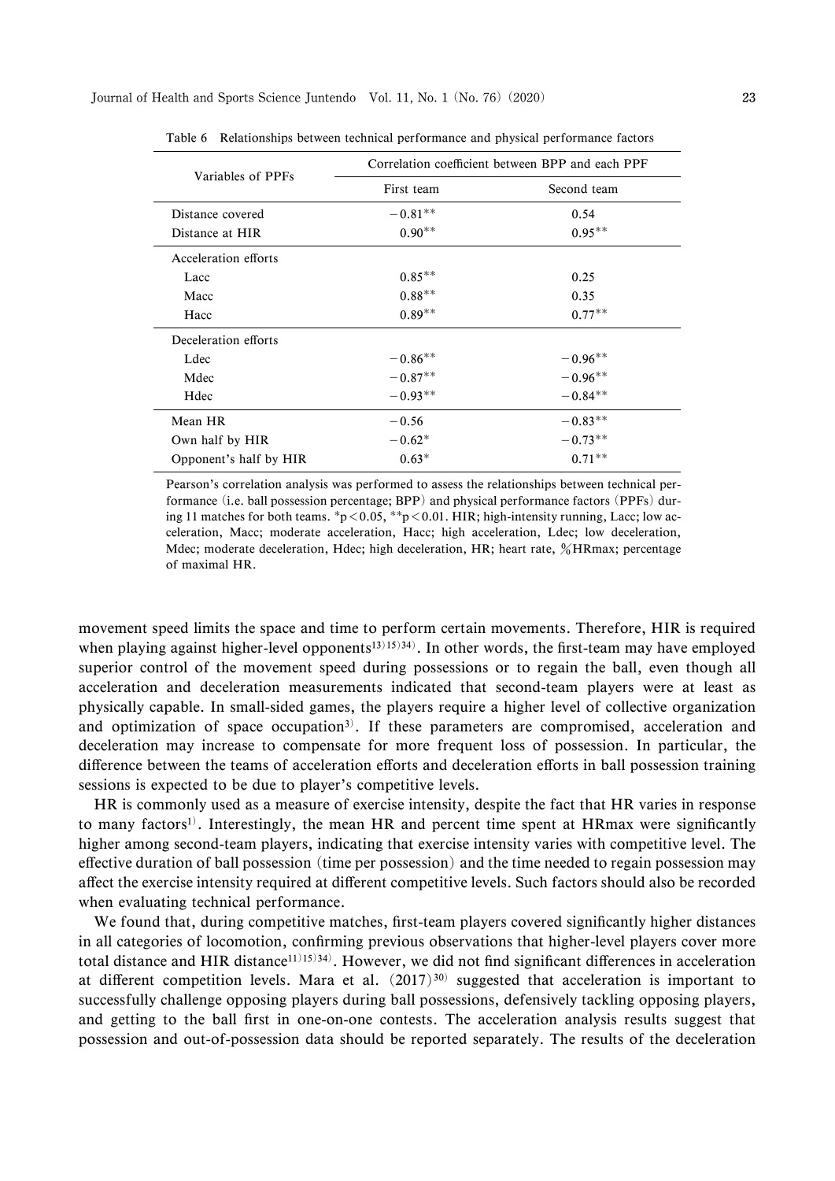Table 6 Relationships between technical performance and physical performance factors

| Variables of PPFs | Correlation coefficient between BPP and each PPF | |
|---|---|---|
| | First team | Second team |
| Distance covered | −0.81** | 0.54 |
| Distance at HIR | 0.90** | 0.95** |
| Acceleration efforts | | |
| Lacc | 0.85** | 0.25 |
| Macc | 0.88** | 0.35 |
| Hacc | 0.89** | 0.77** |
| Deceleration efforts | | |
| Ldec | −0.86** | −0.96** |
| Mdec | −0.87** | −0.96** |
| Hdec | −0.93** | −0.84** |
| Mean HR | −0.56 | −0.83** |
| Own half by HIR | −0.62* | −0.73** |
| Opponent's half by HIR | 0.63* | 0.71** |

Pearson's correlation analysis was performed to assess the relationships between technical performance (i.e. ball possession percentage; BPP) and physical performance factors (PPFs) during 11 matches for both teams. *$p < 0.05$, **$p < 0.01$. HIR; high-intensity running, Lacc; low acceleration, Macc; moderate acceleration, Hacc; high acceleration, Ldec; low deceleration, Mdec; moderate deceleration, Hdec; high deceleration, HR; heart rate, %HRmax; percentage of maximal HR.

movement speed limits the space and time to perform certain movements. Therefore, HIR is required when playing against higher-level opponents[13,15,34]. In other words, the first-team may have employed superior control of the movement speed during possessions or to regain the ball, even though all acceleration and deceleration measurements indicated that second-team players were at least as physically capable. In small-sided games, the players require a higher level of collective organization and optimization of space occupation[3]. If these parameters are compromised, acceleration and deceleration may increase to compensate for more frequent loss of possession. In particular, the difference between the teams of acceleration efforts and deceleration efforts in ball possession training sessions is expected to be due to player's competitive levels.

HR is commonly used as a measure of exercise intensity, despite the fact that HR varies in response to many factors[1]. Interestingly, the mean HR and percent time spent at HRmax were significantly higher among second-team players, indicating that exercise intensity varies with competitive level. The effective duration of ball possession (time per possession) and the time needed to regain possession may affect the exercise intensity required at different competitive levels. Such factors should also be recorded when evaluating technical performance.

We found that, during competitive matches, first-team players covered significantly higher distances in all categories of locomotion, confirming previous observations that higher-level players cover more total distance and HIR distance[11,15,34]. However, we did not find significant differences in acceleration at different competition levels. Mara et al. (2017)[30] suggested that acceleration is important to successfully challenge opposing players during ball possessions, defensively tackling opposing players, and getting to the ball first in one-on-one contests. The acceleration analysis results suggest that possession and out-of-possession data should be reported separately. The results of the deceleration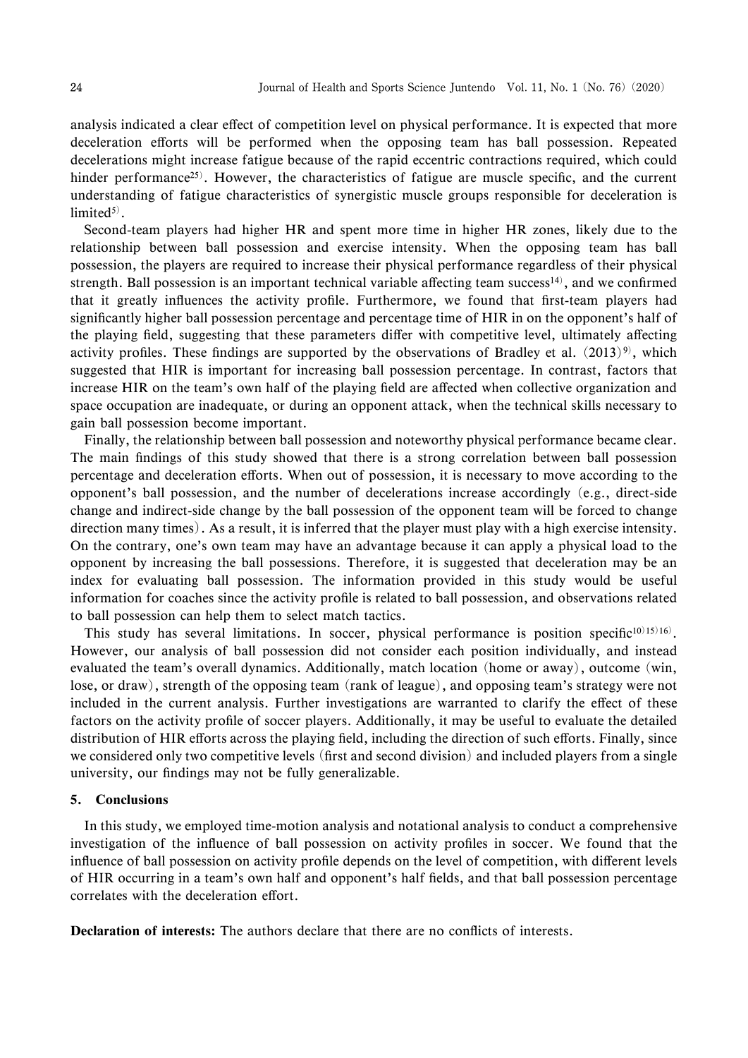analysis indicated a clear effect of competition level on physical performance. It is expected that more deceleration efforts will be performed when the opposing team has ball possession. Repeated decelerations might increase fatigue because of the rapid eccentric contractions required, which could hinder performance[25]. However, the characteristics of fatigue are muscle specific, and the current understanding of fatigue characteristics of synergistic muscle groups responsible for deceleration is limited[5].

Second-team players had higher HR and spent more time in higher HR zones, likely due to the relationship between ball possession and exercise intensity. When the opposing team has ball possession, the players are required to increase their physical performance regardless of their physical strength. Ball possession is an important technical variable affecting team success[14], and we confirmed that it greatly influences the activity profile. Furthermore, we found that first-team players had significantly higher ball possession percentage and percentage time of HIR in on the opponent's half of the playing field, suggesting that these parameters differ with competitive level, ultimately affecting activity profiles. These findings are supported by the observations of Bradley et al. (2013)[9], which suggested that HIR is important for increasing ball possession percentage. In contrast, factors that increase HIR on the team's own half of the playing field are affected when collective organization and space occupation are inadequate, or during an opponent attack, when the technical skills necessary to gain ball possession become important.

Finally, the relationship between ball possession and noteworthy physical performance became clear. The main findings of this study showed that there is a strong correlation between ball possession percentage and deceleration efforts. When out of possession, it is necessary to move according to the opponent's ball possession, and the number of decelerations increase accordingly (e.g., direct-side change and indirect-side change by the ball possession of the opponent team will be forced to change direction many times). As a result, it is inferred that the player must play with a high exercise intensity. On the contrary, one's own team may have an advantage because it can apply a physical load to the opponent by increasing the ball possessions. Therefore, it is suggested that deceleration may be an index for evaluating ball possession. The information provided in this study would be useful information for coaches since the activity profile is related to ball possession, and observations related to ball possession can help them to select match tactics.

This study has several limitations. In soccer, physical performance is position specific[10,15,16]. However, our analysis of ball possession did not consider each position individually, and instead evaluated the team's overall dynamics. Additionally, match location (home or away), outcome (win, lose, or draw), strength of the opposing team (rank of league), and opposing team's strategy were not included in the current analysis. Further investigations are warranted to clarify the effect of these factors on the activity profile of soccer players. Additionally, it may be useful to evaluate the detailed distribution of HIR efforts across the playing field, including the direction of such efforts. Finally, since we considered only two competitive levels (first and second division) and included players from a single university, our findings may not be fully generalizable.

## 5. Conclusions

In this study, we employed time-motion analysis and notational analysis to conduct a comprehensive investigation of the influence of ball possession on activity profiles in soccer. We found that the influence of ball possession on activity profile depends on the level of competition, with different levels of HIR occurring in a team's own half and opponent's half fields, and that ball possession percentage correlates with the deceleration effort.

**Declaration of interests:** The authors declare that there are no conflicts of interests.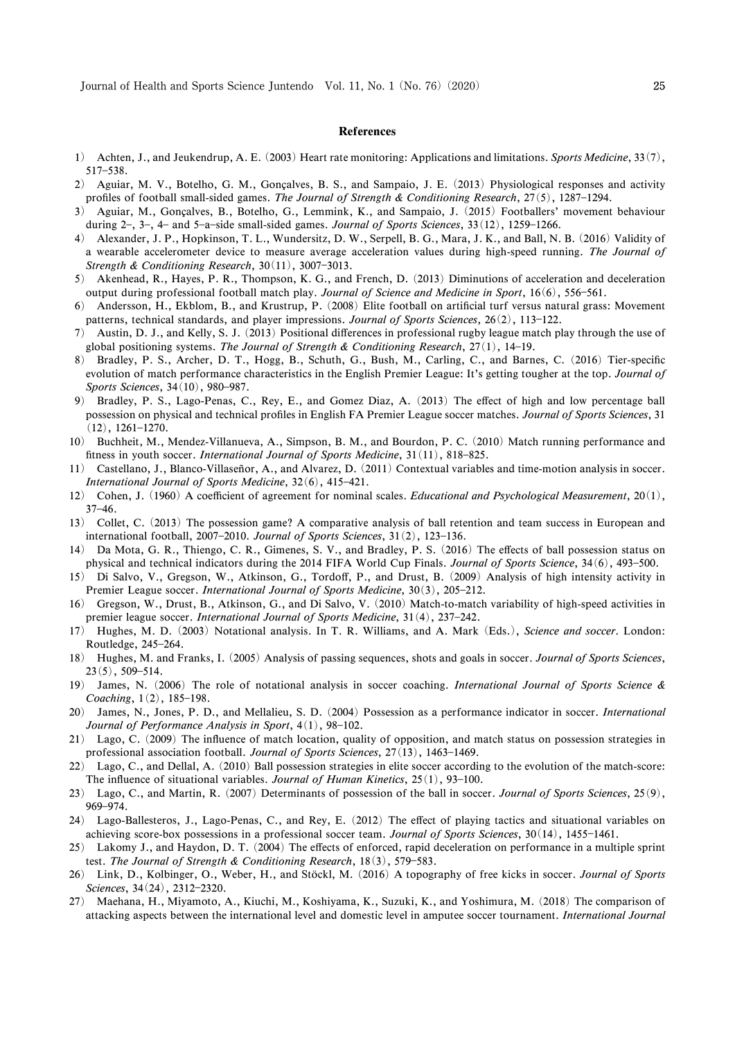## References

1) Achten, J., and Jeukendrup, A. E. (2003) Heart rate monitoring: Applications and limitations. *Sports Medicine*, 33(7), 517–538.
2) Aguiar, M. V., Botelho, G. M., Gonçalves, B. S., and Sampaio, J. E. (2013) Physiological responses and activity profiles of football small-sided games. *The Journal of Strength & Conditioning Research*, 27(5), 1287–1294.
3) Aguiar, M., Gonçalves, B., Botelho, G., Lemmink, K., and Sampaio, J. (2015) Footballers' movement behaviour during 2–, 3–, 4– and 5–a–side small-sided games. *Journal of Sports Sciences*, 33(12), 1259–1266.
4) Alexander, J. P., Hopkinson, T. L., Wundersitz, D. W., Serpell, B. G., Mara, J. K., and Ball, N. B. (2016) Validity of a wearable accelerometer device to measure average acceleration values during high-speed running. *The Journal of Strength & Conditioning Research*, 30(11), 3007–3013.
5) Akenhead, R., Hayes, P. R., Thompson, K. G., and French, D. (2013) Diminutions of acceleration and deceleration output during professional football match play. *Journal of Science and Medicine in Sport*, 16(6), 556–561.
6) Andersson, H., Ekblom, B., and Krustrup, P. (2008) Elite football on artificial turf versus natural grass: Movement patterns, technical standards, and player impressions. *Journal of Sports Sciences*, 26(2), 113–122.
7) Austin, D. J., and Kelly, S. J. (2013) Positional differences in professional rugby league match play through the use of global positioning systems. *The Journal of Strength & Conditioning Research*, 27(1), 14–19.
8) Bradley, P. S., Archer, D. T., Hogg, B., Schuth, G., Bush, M., Carling, C., and Barnes, C. (2016) Tier-specific evolution of match performance characteristics in the English Premier League: It's getting tougher at the top. *Journal of Sports Sciences*, 34(10), 980–987.
9) Bradley, P. S., Lago-Penas, C., Rey, E., and Gomez Diaz, A. (2013) The effect of high and low percentage ball possession on physical and technical profiles in English FA Premier League soccer matches. *Journal of Sports Sciences*, 31 (12), 1261–1270.
10) Buchheit, M., Mendez-Villanueva, A., Simpson, B. M., and Bourdon, P. C. (2010) Match running performance and fitness in youth soccer. *International Journal of Sports Medicine*, 31(11), 818–825.
11) Castellano, J., Blanco-Villaseñor, A., and Alvarez, D. (2011) Contextual variables and time-motion analysis in soccer. *International Journal of Sports Medicine*, 32(6), 415–421.
12) Cohen, J. (1960) A coefficient of agreement for nominal scales. *Educational and Psychological Measurement*, 20(1), 37–46.
13) Collet, C. (2013) The possession game? A comparative analysis of ball retention and team success in European and international football, 2007–2010. *Journal of Sports Sciences*, 31(2), 123–136.
14) Da Mota, G. R., Thiengo, C. R., Gimenes, S. V., and Bradley, P. S. (2016) The effects of ball possession status on physical and technical indicators during the 2014 FIFA World Cup Finals. *Journal of Sports Science*, 34(6), 493–500.
15) Di Salvo, V., Gregson, W., Atkinson, G., Tordoff, P., and Drust, B. (2009) Analysis of high intensity activity in Premier League soccer. *International Journal of Sports Medicine*, 30(3), 205–212.
16) Gregson, W., Drust, B., Atkinson, G., and Di Salvo, V. (2010) Match-to-match variability of high-speed activities in premier league soccer. *International Journal of Sports Medicine*, 31(4), 237–242.
17) Hughes, M. D. (2003) Notational analysis. In T. R. Williams, and A. Mark (Eds.), *Science and soccer*. London: Routledge, 245–264.
18) Hughes, M. and Franks, I. (2005) Analysis of passing sequences, shots and goals in soccer. *Journal of Sports Sciences*, 23(5), 509–514.
19) James, N. (2006) The role of notational analysis in soccer coaching. *International Journal of Sports Science & Coaching*, 1(2), 185–198.
20) James, N., Jones, P. D., and Mellalieu, S. D. (2004) Possession as a performance indicator in soccer. *International Journal of Performance Analysis in Sport*, 4(1), 98–102.
21) Lago, C. (2009) The influence of match location, quality of opposition, and match status on possession strategies in professional association football. *Journal of Sports Sciences*, 27(13), 1463–1469.
22) Lago, C., and Dellal, A. (2010) Ball possession strategies in elite soccer according to the evolution of the match-score: The influence of situational variables. *Journal of Human Kinetics*, 25(1), 93–100.
23) Lago, C., and Martin, R. (2007) Determinants of possession of the ball in soccer. *Journal of Sports Sciences*, 25(9), 969–974.
24) Lago-Ballesteros, J., Lago-Penas, C., and Rey, E. (2012) The effect of playing tactics and situational variables on achieving score-box possessions in a professional soccer team. *Journal of Sports Sciences*, 30(14), 1455–1461.
25) Lakomy J., and Haydon, D. T. (2004) The effects of enforced, rapid deceleration on performance in a multiple sprint test. *The Journal of Strength & Conditioning Research*, 18(3), 579–583.
26) Link, D., Kolbinger, O., Weber, H., and Stöckl, M. (2016) A topography of free kicks in soccer. *Journal of Sports Sciences*, 34(24), 2312–2320.
27) Maehana, H., Miyamoto, A., Kiuchi, M., Koshiyama, K., Suzuki, K., and Yoshimura, M. (2018) The comparison of attacking aspects between the international level and domestic level in amputee soccer tournament. *International Journal*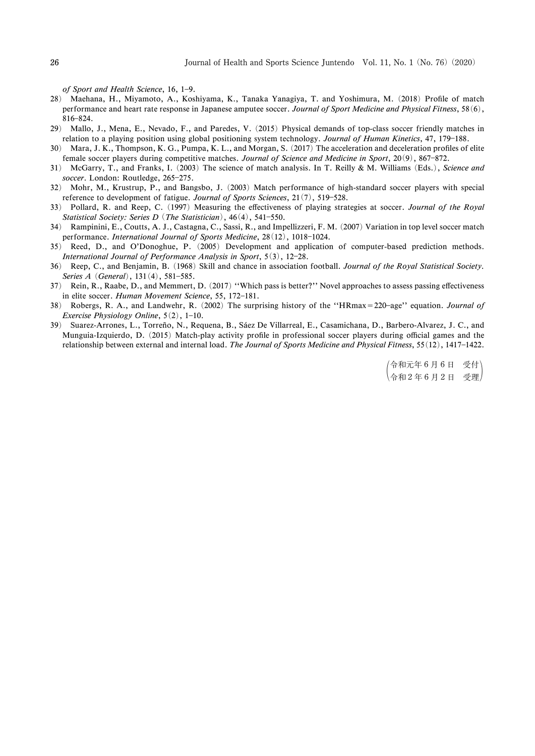*of Sport and Health Science*, 16, 1–9.

28) Maehana, H., Miyamoto, A., Koshiyama, K., Tanaka Yanagiya, T. and Yoshimura, M. (2018) Profile of match performance and heart rate response in Japanese amputee soccer. *Journal of Sport Medicine and Physical Fitness*, 58(6), 816–824.

29) Mallo, J., Mena, E., Nevado, F., and Paredes, V. (2015) Physical demands of top-class soccer friendly matches in relation to a playing position using global positioning system technology. *Journal of Human Kinetics*, 47, 179–188.

30) Mara, J. K., Thompson, K. G., Pumpa, K. L., and Morgan, S. (2017) The acceleration and deceleration profiles of elite female soccer players during competitive matches. *Journal of Science and Medicine in Sport*, 20(9), 867–872.

31) McGarry, T., and Franks, I. (2003) The science of match analysis. In T. Reilly & M. Williams (Eds.), *Science and soccer*. London: Routledge, 265–275.

32) Mohr, M., Krustrup, P., and Bangsbo, J. (2003) Match performance of high-standard soccer players with special reference to development of fatigue. *Journal of Sports Sciences*, 21(7), 519–528.

33) Pollard, R. and Reep, C. (1997) Measuring the effectiveness of playing strategies at soccer. *Journal of the Royal Statistical Society: Series D (The Statistician)*, 46(4), 541–550.

34) Rampinini, E., Coutts, A. J., Castagna, C., Sassi, R., and Impellizzeri, F. M. (2007) Variation in top level soccer match performance. *International Journal of Sports Medicine*, 28(12), 1018–1024.

35) Reed, D., and O'Donoghue, P. (2005) Development and application of computer-based prediction methods. *International Journal of Performance Analysis in Sport*, 5(3), 12–28.

36) Reep, C., and Benjamin, B. (1968) Skill and chance in association football. *Journal of the Royal Statistical Society. Series A (General)*, 131(4), 581–585.

37) Rein, R., Raabe, D., and Memmert, D. (2017) ''Which pass is better?'' Novel approaches to assess passing effectiveness in elite soccer. *Human Movement Science*, 55, 172–181.

38) Robergs, R. A., and Landwehr, R. (2002) The surprising history of the ''HRmax = 220–age'' equation. *Journal of Exercise Physiology Online*, 5(2), 1–10.

39) Suarez-Arrones, L., Torreño, N., Requena, B., Sáez De Villarreal, E., Casamichana, D., Barbero-Alvarez, J. C., and Munguia-Izquierdo, D. (2015) Match-play activity profile in professional soccer players during official games and the relationship between external and internal load. *The Journal of Sports Medicine and Physical Fitness*, 55(12), 1417–1422.

(令和元年６月６日　受付
令和２年６月２日　受理)